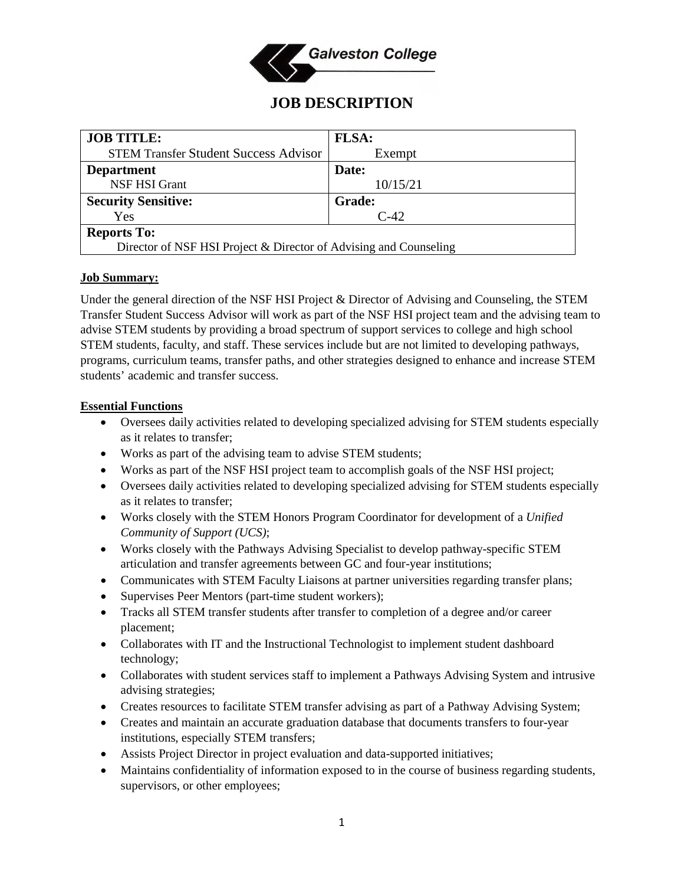Galveston College

# JOB DESCRIPTION

| | |
|---|---|
| **JOB TITLE:** STEM Transfer Student Success Advisor | **FLSA:** Exempt |
| **Department** NSF HSI Grant | **Date:** 10/15/21 |
| **Security Sensitive:** Yes | **Grade:** C-42 |
| **Reports To:** Director of NSF HSI Project & Director of Advising and Counseling | |

## Job Summary:

Under the general direction of the NSF HSI Project & Director of Advising and Counseling, the STEM Transfer Student Success Advisor will work as part of the NSF HSI project team and the advising team to advise STEM students by providing a broad spectrum of support services to college and high school STEM students, faculty, and staff. These services include but are not limited to developing pathways, programs, curriculum teams, transfer paths, and other strategies designed to enhance and increase STEM students' academic and transfer success.

## Essential Functions

- Oversees daily activities related to developing specialized advising for STEM students especially as it relates to transfer;
- Works as part of the advising team to advise STEM students;
- Works as part of the NSF HSI project team to accomplish goals of the NSF HSI project;
- Oversees daily activities related to developing specialized advising for STEM students especially as it relates to transfer;
- Works closely with the STEM Honors Program Coordinator for development of a *Unified Community of Support (UCS)*;
- Works closely with the Pathways Advising Specialist to develop pathway-specific STEM articulation and transfer agreements between GC and four-year institutions;
- Communicates with STEM Faculty Liaisons at partner universities regarding transfer plans;
- Supervises Peer Mentors (part-time student workers);
- Tracks all STEM transfer students after transfer to completion of a degree and/or career placement;
- Collaborates with IT and the Instructional Technologist to implement student dashboard technology;
- Collaborates with student services staff to implement a Pathways Advising System and intrusive advising strategies;
- Creates resources to facilitate STEM transfer advising as part of a Pathway Advising System;
- Creates and maintain an accurate graduation database that documents transfers to four-year institutions, especially STEM transfers;
- Assists Project Director in project evaluation and data-supported initiatives;
- Maintains confidentiality of information exposed to in the course of business regarding students, supervisors, or other employees;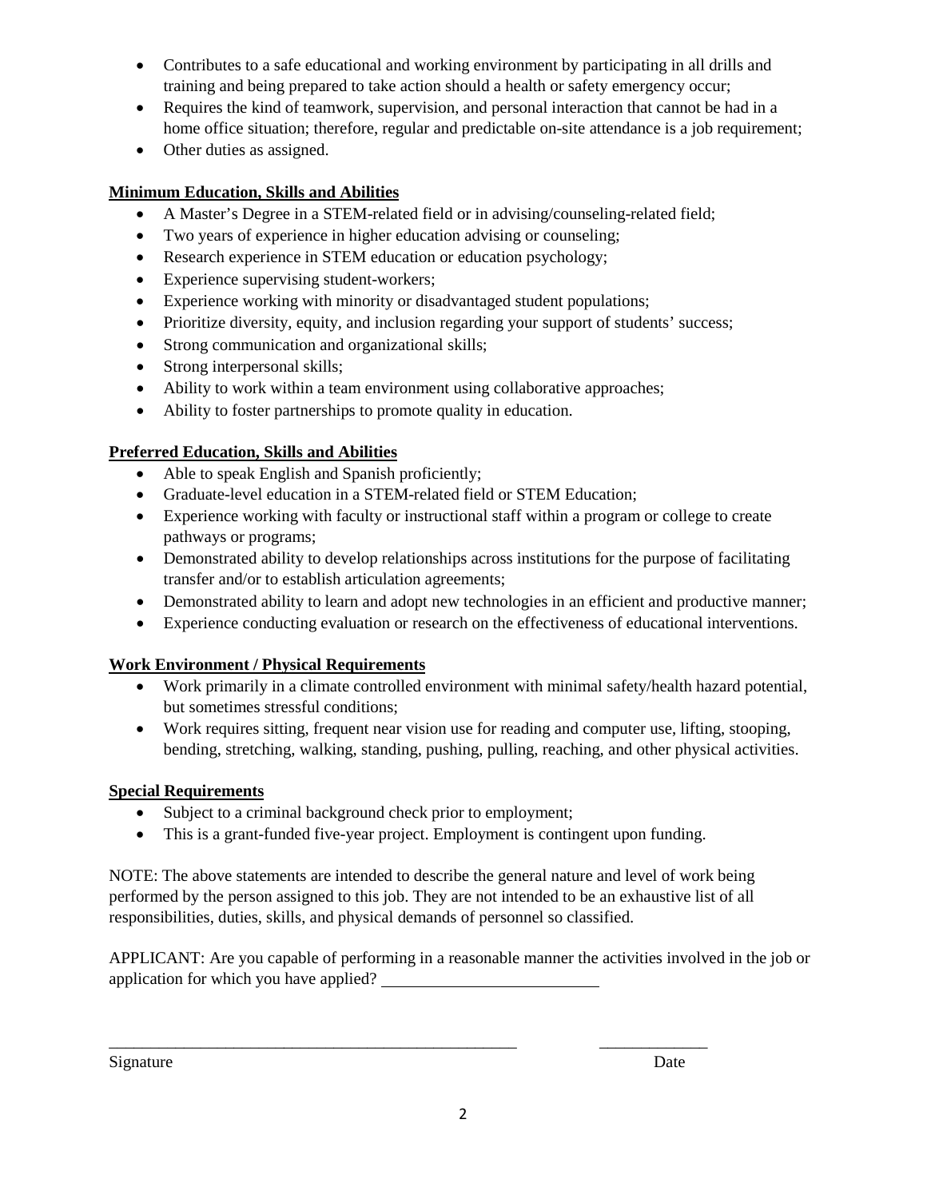- Contributes to a safe educational and working environment by participating in all drills and training and being prepared to take action should a health or safety emergency occur;
- Requires the kind of teamwork, supervision, and personal interaction that cannot be had in a home office situation; therefore, regular and predictable on-site attendance is a job requirement;
- Other duties as assigned.

**Minimum Education, Skills and Abilities**

- A Master's Degree in a STEM-related field or in advising/counseling-related field;
- Two years of experience in higher education advising or counseling;
- Research experience in STEM education or education psychology;
- Experience supervising student-workers;
- Experience working with minority or disadvantaged student populations;
- Prioritize diversity, equity, and inclusion regarding your support of students' success;
- Strong communication and organizational skills;
- Strong interpersonal skills;
- Ability to work within a team environment using collaborative approaches;
- Ability to foster partnerships to promote quality in education.

**Preferred Education, Skills and Abilities**

- Able to speak English and Spanish proficiently;
- Graduate-level education in a STEM-related field or STEM Education;
- Experience working with faculty or instructional staff within a program or college to create pathways or programs;
- Demonstrated ability to develop relationships across institutions for the purpose of facilitating transfer and/or to establish articulation agreements;
- Demonstrated ability to learn and adopt new technologies in an efficient and productive manner;
- Experience conducting evaluation or research on the effectiveness of educational interventions.

**Work Environment / Physical Requirements**

- Work primarily in a climate controlled environment with minimal safety/health hazard potential, but sometimes stressful conditions;
- Work requires sitting, frequent near vision use for reading and computer use, lifting, stooping, bending, stretching, walking, standing, pushing, pulling, reaching, and other physical activities.

**Special Requirements**

- Subject to a criminal background check prior to employment;
- This is a grant-funded five-year project. Employment is contingent upon funding.

NOTE: The above statements are intended to describe the general nature and level of work being performed by the person assigned to this job. They are not intended to be an exhaustive list of all responsibilities, duties, skills, and physical demands of personnel so classified.

APPLICANT: Are you capable of performing in a reasonable manner the activities involved in the job or application for which you have applied? ___________________________

_____________________________________________________ _____________

Signature Date